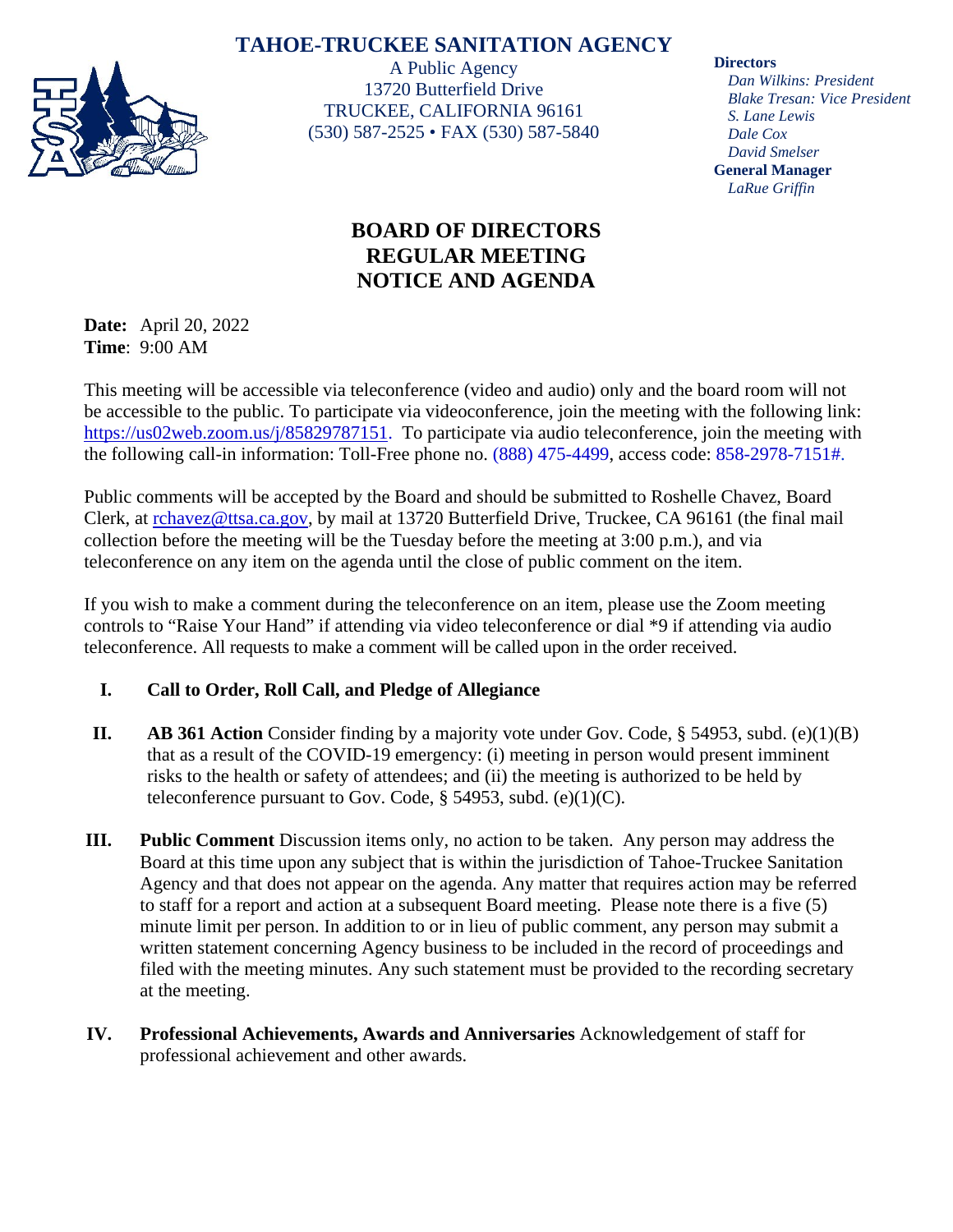# TAHOE-TRUCKEE SANITATION AGENCY

A Public Agency
13720 Butterfield Drive
TRUCKEE, CALIFORNIA 96161
(530) 587-2525 • FAX (530) 587-5840

**Directors**
*Dan Wilkins: President*
*Blake Tresan: Vice President*
*S. Lane Lewis*
*Dale Cox*
*David Smelser*
**General Manager**
*LaRue Griffin*

## BOARD OF DIRECTORS REGULAR MEETING NOTICE AND AGENDA

**Date:** April 20, 2022
**Time**: 9:00 AM

This meeting will be accessible via teleconference (video and audio) only and the board room will not be accessible to the public. To participate via videoconference, join the meeting with the following link: https://us02web.zoom.us/j/85829787151. To participate via audio teleconference, join the meeting with the following call-in information: Toll-Free phone no. (888) 475-4499, access code: 858-2978-7151#.

Public comments will be accepted by the Board and should be submitted to Roshelle Chavez, Board Clerk, at rchavez@ttsa.ca.gov, by mail at 13720 Butterfield Drive, Truckee, CA 96161 (the final mail collection before the meeting will be the Tuesday before the meeting at 3:00 p.m.), and via teleconference on any item on the agenda until the close of public comment on the item.

If you wish to make a comment during the teleconference on an item, please use the Zoom meeting controls to "Raise Your Hand" if attending via video teleconference or dial *9 if attending via audio teleconference. All requests to make a comment will be called upon in the order received.

I. **Call to Order, Roll Call, and Pledge of Allegiance**

II. **AB 361 Action** Consider finding by a majority vote under Gov. Code, § 54953, subd. (e)(1)(B) that as a result of the COVID-19 emergency: (i) meeting in person would present imminent risks to the health or safety of attendees; and (ii) the meeting is authorized to be held by teleconference pursuant to Gov. Code, § 54953, subd. (e)(1)(C).

III. **Public Comment** Discussion items only, no action to be taken. Any person may address the Board at this time upon any subject that is within the jurisdiction of Tahoe-Truckee Sanitation Agency and that does not appear on the agenda. Any matter that requires action may be referred to staff for a report and action at a subsequent Board meeting. Please note there is a five (5) minute limit per person. In addition to or in lieu of public comment, any person may submit a written statement concerning Agency business to be included in the record of proceedings and filed with the meeting minutes. Any such statement must be provided to the recording secretary at the meeting.

IV. **Professional Achievements, Awards and Anniversaries** Acknowledgement of staff for professional achievement and other awards.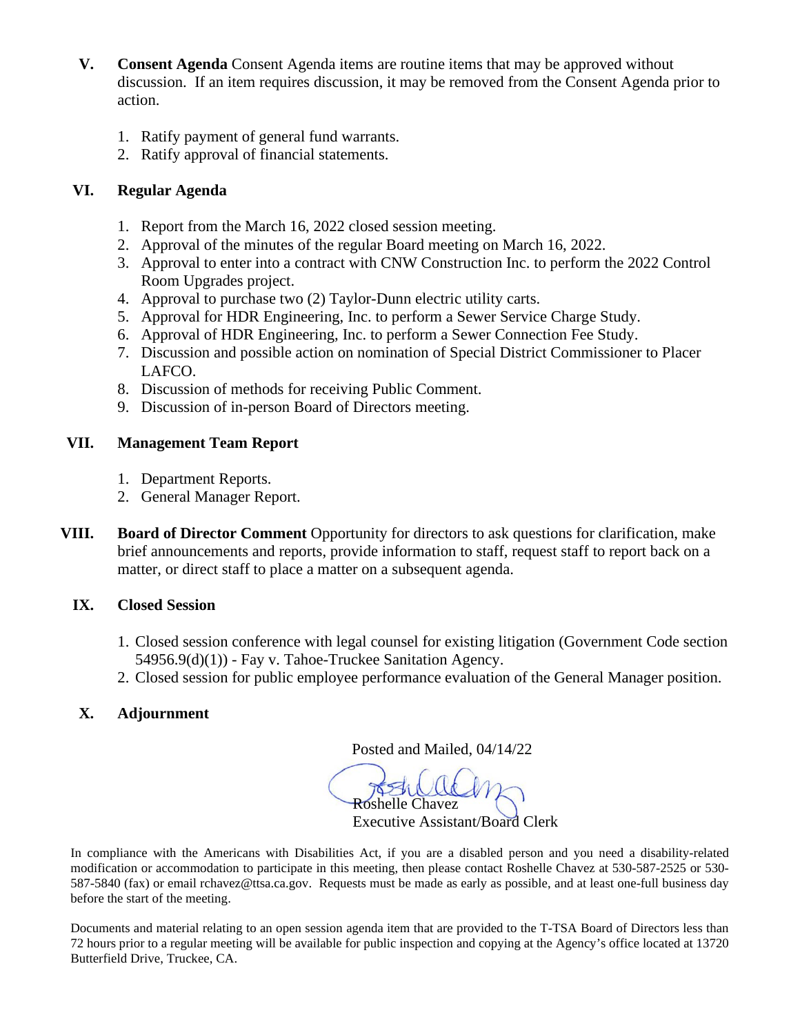**V. Consent Agenda** Consent Agenda items are routine items that may be approved without discussion. If an item requires discussion, it may be removed from the Consent Agenda prior to action.

1. Ratify payment of general fund warrants.
2. Ratify approval of financial statements.

**VI. Regular Agenda**

1. Report from the March 16, 2022 closed session meeting.
2. Approval of the minutes of the regular Board meeting on March 16, 2022.
3. Approval to enter into a contract with CNW Construction Inc. to perform the 2022 Control Room Upgrades project.
4. Approval to purchase two (2) Taylor-Dunn electric utility carts.
5. Approval for HDR Engineering, Inc. to perform a Sewer Service Charge Study.
6. Approval of HDR Engineering, Inc. to perform a Sewer Connection Fee Study.
7. Discussion and possible action on nomination of Special District Commissioner to Placer LAFCO.
8. Discussion of methods for receiving Public Comment.
9. Discussion of in-person Board of Directors meeting.

**VII. Management Team Report**

1. Department Reports.
2. General Manager Report.

**VIII. Board of Director Comment** Opportunity for directors to ask questions for clarification, make brief announcements and reports, provide information to staff, request staff to report back on a matter, or direct staff to place a matter on a subsequent agenda.

**IX. Closed Session**

1. Closed session conference with legal counsel for existing litigation (Government Code section 54956.9(d)(1)) - Fay v. Tahoe-Truckee Sanitation Agency.
2. Closed session for public employee performance evaluation of the General Manager position.

**X. Adjournment**

Posted and Mailed, 04/14/22

Roshelle Chavez
Executive Assistant/Board Clerk

In compliance with the Americans with Disabilities Act, if you are a disabled person and you need a disability-related modification or accommodation to participate in this meeting, then please contact Roshelle Chavez at 530-587-2525 or 530-587-5840 (fax) or email rchavez@ttsa.ca.gov. Requests must be made as early as possible, and at least one-full business day before the start of the meeting.

Documents and material relating to an open session agenda item that are provided to the T-TSA Board of Directors less than 72 hours prior to a regular meeting will be available for public inspection and copying at the Agency's office located at 13720 Butterfield Drive, Truckee, CA.